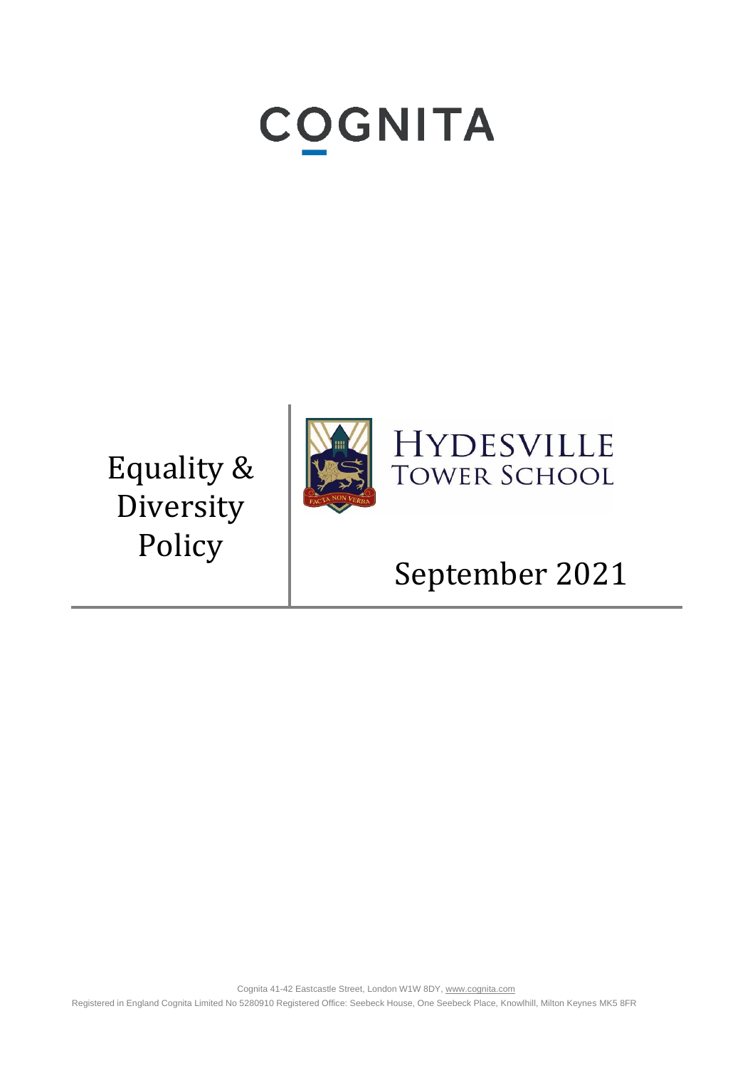# COGNITA

# Equality & Diversity Policy

HYDESVILLE TOWER SCHOOL

FACTA NON VERBA

September 2021

Cognita 41-42 Eastcastle Street, London W1W 8DY, www.cognita.com

Registered in England Cognita Limited No 5280910 Registered Office: Seebeck House, One Seebeck Place, Knowlhill, Milton Keynes MK5 8FR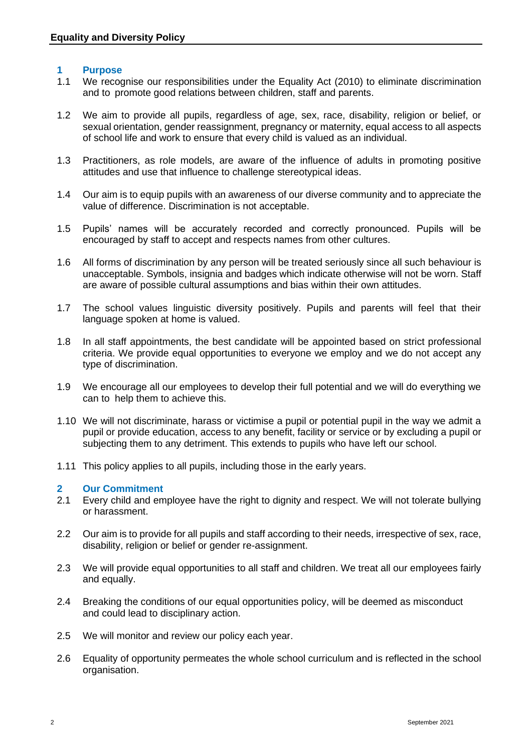**Equality and Diversity Policy**

## 1 Purpose

1.1 We recognise our responsibilities under the Equality Act (2010) to eliminate discrimination and to promote good relations between children, staff and parents.

1.2 We aim to provide all pupils, regardless of age, sex, race, disability, religion or belief, or sexual orientation, gender reassignment, pregnancy or maternity, equal access to all aspects of school life and work to ensure that every child is valued as an individual.

1.3 Practitioners, as role models, are aware of the influence of adults in promoting positive attitudes and use that influence to challenge stereotypical ideas.

1.4 Our aim is to equip pupils with an awareness of our diverse community and to appreciate the value of difference. Discrimination is not acceptable.

1.5 Pupils' names will be accurately recorded and correctly pronounced. Pupils will be encouraged by staff to accept and respects names from other cultures.

1.6 All forms of discrimination by any person will be treated seriously since all such behaviour is unacceptable. Symbols, insignia and badges which indicate otherwise will not be worn. Staff are aware of possible cultural assumptions and bias within their own attitudes.

1.7 The school values linguistic diversity positively. Pupils and parents will feel that their language spoken at home is valued.

1.8 In all staff appointments, the best candidate will be appointed based on strict professional criteria. We provide equal opportunities to everyone we employ and we do not accept any type of discrimination.

1.9 We encourage all our employees to develop their full potential and we will do everything we can to help them to achieve this.

1.10 We will not discriminate, harass or victimise a pupil or potential pupil in the way we admit a pupil or provide education, access to any benefit, facility or service or by excluding a pupil or subjecting them to any detriment. This extends to pupils who have left our school.

1.11 This policy applies to all pupils, including those in the early years.

## 2 Our Commitment

2.1 Every child and employee have the right to dignity and respect. We will not tolerate bullying or harassment.

2.2 Our aim is to provide for all pupils and staff according to their needs, irrespective of sex, race, disability, religion or belief or gender re-assignment.

2.3 We will provide equal opportunities to all staff and children. We treat all our employees fairly and equally.

2.4 Breaking the conditions of our equal opportunities policy, will be deemed as misconduct and could lead to disciplinary action.

2.5 We will monitor and review our policy each year.

2.6 Equality of opportunity permeates the whole school curriculum and is reflected in the school organisation.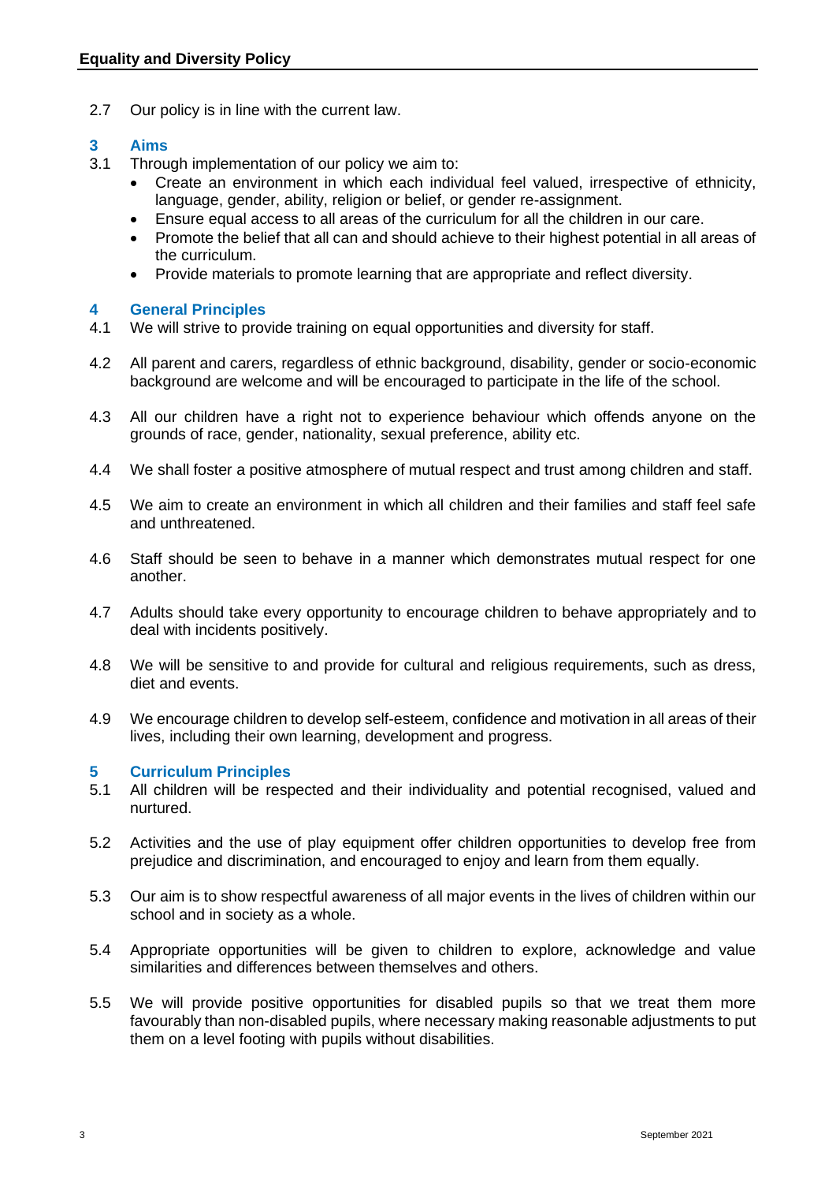2.7 Our policy is in line with the current law.

## 3 Aims

3.1 Through implementation of our policy we aim to:

- Create an environment in which each individual feel valued, irrespective of ethnicity, language, gender, ability, religion or belief, or gender re-assignment.
- Ensure equal access to all areas of the curriculum for all the children in our care.
- Promote the belief that all can and should achieve to their highest potential in all areas of the curriculum.
- Provide materials to promote learning that are appropriate and reflect diversity.

## 4 General Principles

4.1 We will strive to provide training on equal opportunities and diversity for staff.

4.2 All parent and carers, regardless of ethnic background, disability, gender or socio-economic background are welcome and will be encouraged to participate in the life of the school.

4.3 All our children have a right not to experience behaviour which offends anyone on the grounds of race, gender, nationality, sexual preference, ability etc.

4.4 We shall foster a positive atmosphere of mutual respect and trust among children and staff.

4.5 We aim to create an environment in which all children and their families and staff feel safe and unthreatened.

4.6 Staff should be seen to behave in a manner which demonstrates mutual respect for one another.

4.7 Adults should take every opportunity to encourage children to behave appropriately and to deal with incidents positively.

4.8 We will be sensitive to and provide for cultural and religious requirements, such as dress, diet and events.

4.9 We encourage children to develop self-esteem, confidence and motivation in all areas of their lives, including their own learning, development and progress.

## 5 Curriculum Principles

5.1 All children will be respected and their individuality and potential recognised, valued and nurtured.

5.2 Activities and the use of play equipment offer children opportunities to develop free from prejudice and discrimination, and encouraged to enjoy and learn from them equally.

5.3 Our aim is to show respectful awareness of all major events in the lives of children within our school and in society as a whole.

5.4 Appropriate opportunities will be given to children to explore, acknowledge and value similarities and differences between themselves and others.

5.5 We will provide positive opportunities for disabled pupils so that we treat them more favourably than non-disabled pupils, where necessary making reasonable adjustments to put them on a level footing with pupils without disabilities.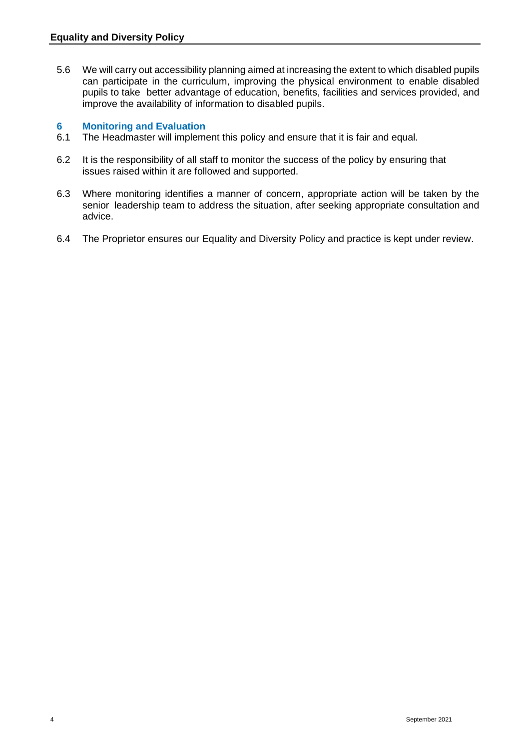5.6 We will carry out accessibility planning aimed at increasing the extent to which disabled pupils can participate in the curriculum, improving the physical environment to enable disabled pupils to take better advantage of education, benefits, facilities and services provided, and improve the availability of information to disabled pupils.

## 6 Monitoring and Evaluation

6.1 The Headmaster will implement this policy and ensure that it is fair and equal.

6.2 It is the responsibility of all staff to monitor the success of the policy by ensuring that issues raised within it are followed and supported.

6.3 Where monitoring identifies a manner of concern, appropriate action will be taken by the senior leadership team to address the situation, after seeking appropriate consultation and advice.

6.4 The Proprietor ensures our Equality and Diversity Policy and practice is kept under review.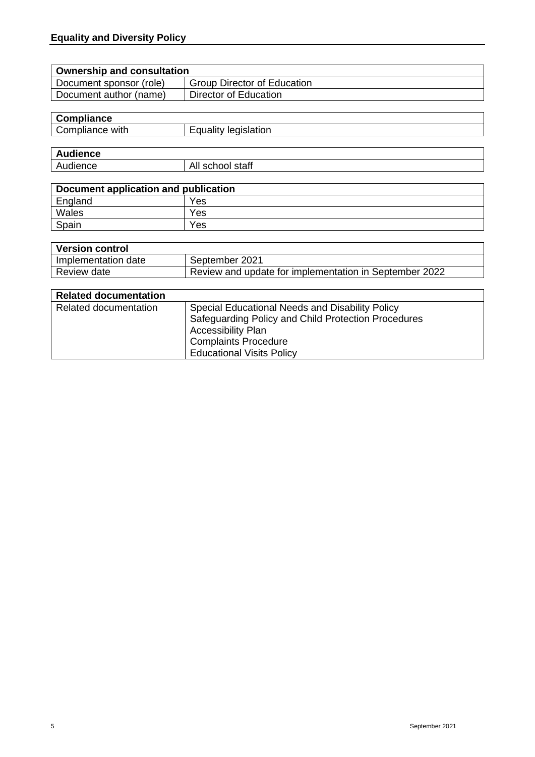| Ownership and consultation | |
| --- | --- |
| Document sponsor (role) | Group Director of Education |
| Document author (name) | Director of Education |

| Compliance | |
| --- | --- |
| Compliance with | Equality legislation |

| Audience | |
| --- | --- |
| Audience | All school staff |

| Document application and publication | |
| --- | --- |
| England | Yes |
| Wales | Yes |
| Spain | Yes |

| Version control | |
| --- | --- |
| Implementation date | September 2021 |
| Review date | Review and update for implementation in September 2022 |

| Related documentation | |
| --- | --- |
| Related documentation | Special Educational Needs and Disability Policy<br>Safeguarding Policy and Child Protection Procedures<br>Accessibility Plan<br>Complaints Procedure<br>Educational Visits Policy |